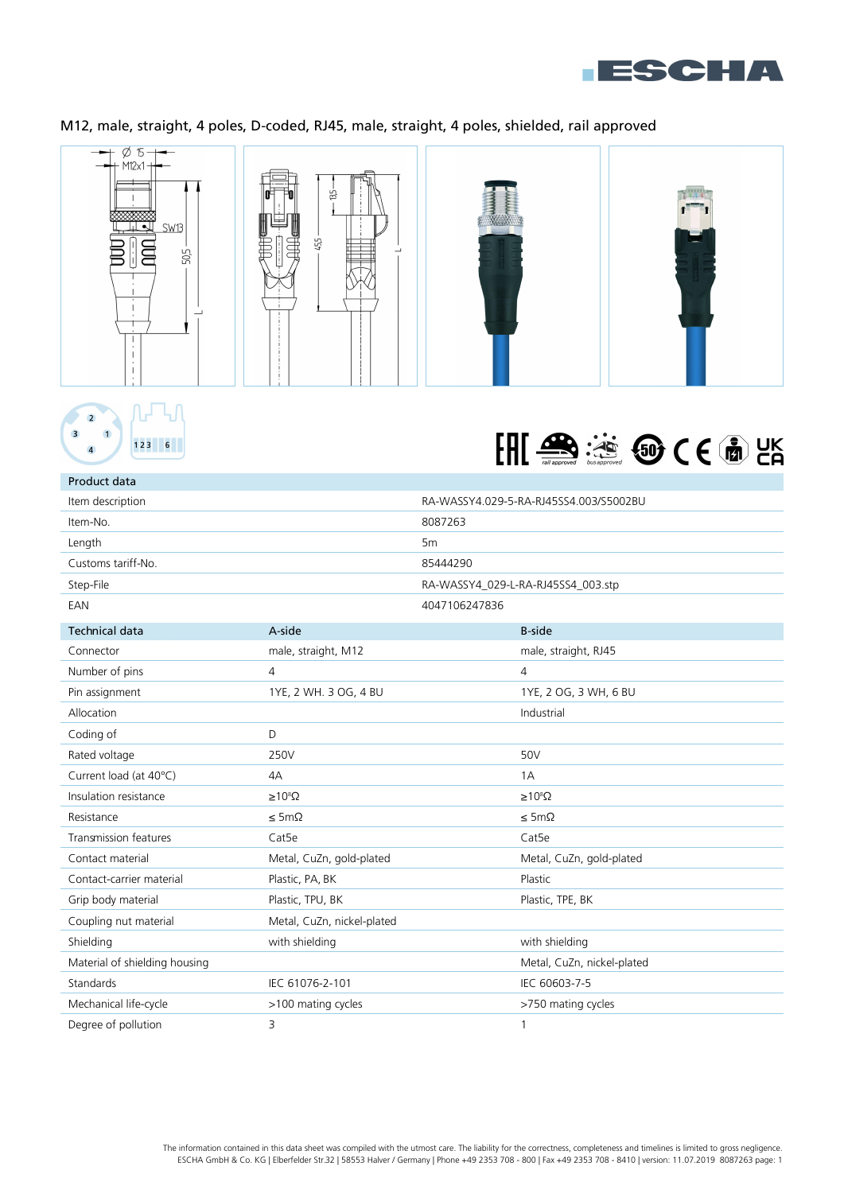# M12, male, straight, 4 poles, D-coded, RJ45, male, straight, 4 poles, shielded, rail approved

| Product data | |
|---|---|
| Item description | RA-WASSY4.029-5-RA-RJ45SS4.003/S5002BU |
| Item-No. | 8087263 |
| Length | 5m |
| Customs tariff-No. | 85444290 |
| Step-File | RA-WASSY4_029-L-RA-RJ45SS4_003.stp |
| EAN | 4047106247836 |

| Technical data | A-side | B-side |
|---|---|---|
| Connector | male, straight, M12 | male, straight, RJ45 |
| Number of pins | 4 | 4 |
| Pin assignment | 1YE, 2 WH. 3 OG, 4 BU | 1YE, 2 OG, 3 WH, 6 BU |
| Allocation | | Industrial |
| Coding of | D | |
| Rated voltage | 250V | 50V |
| Current load (at 40°C) | 4A | 1A |
| Insulation resistance | ≥$10^8$Ω | ≥$10^8$Ω |
| Resistance | ≤ 5mΩ | ≤ 5mΩ |
| Transmission features | Cat5e | Cat5e |
| Contact material | Metal, CuZn, gold-plated | Metal, CuZn, gold-plated |
| Contact-carrier material | Plastic, PA, BK | Plastic |
| Grip body material | Plastic, TPU, BK | Plastic, TPE, BK |
| Coupling nut material | Metal, CuZn, nickel-plated | |
| Shielding | with shielding | with shielding |
| Material of shielding housing | | Metal, CuZn, nickel-plated |
| Standards | IEC 61076-2-101 | IEC 60603-7-5 |
| Mechanical life-cycle | >100 mating cycles | >750 mating cycles |
| Degree of pollution | 3 | 1 |

The information contained in this data sheet was compiled with the utmost care. The liability for the correctness, completeness and timelines is limited to gross negligence.
ESCHA GmbH & Co. KG | Elberfelder Str.32 | 58553 Halver / Germany | Phone +49 2353 708 - 800 | Fax +49 2353 708 - 8410 | version: 11.07.2019 8087263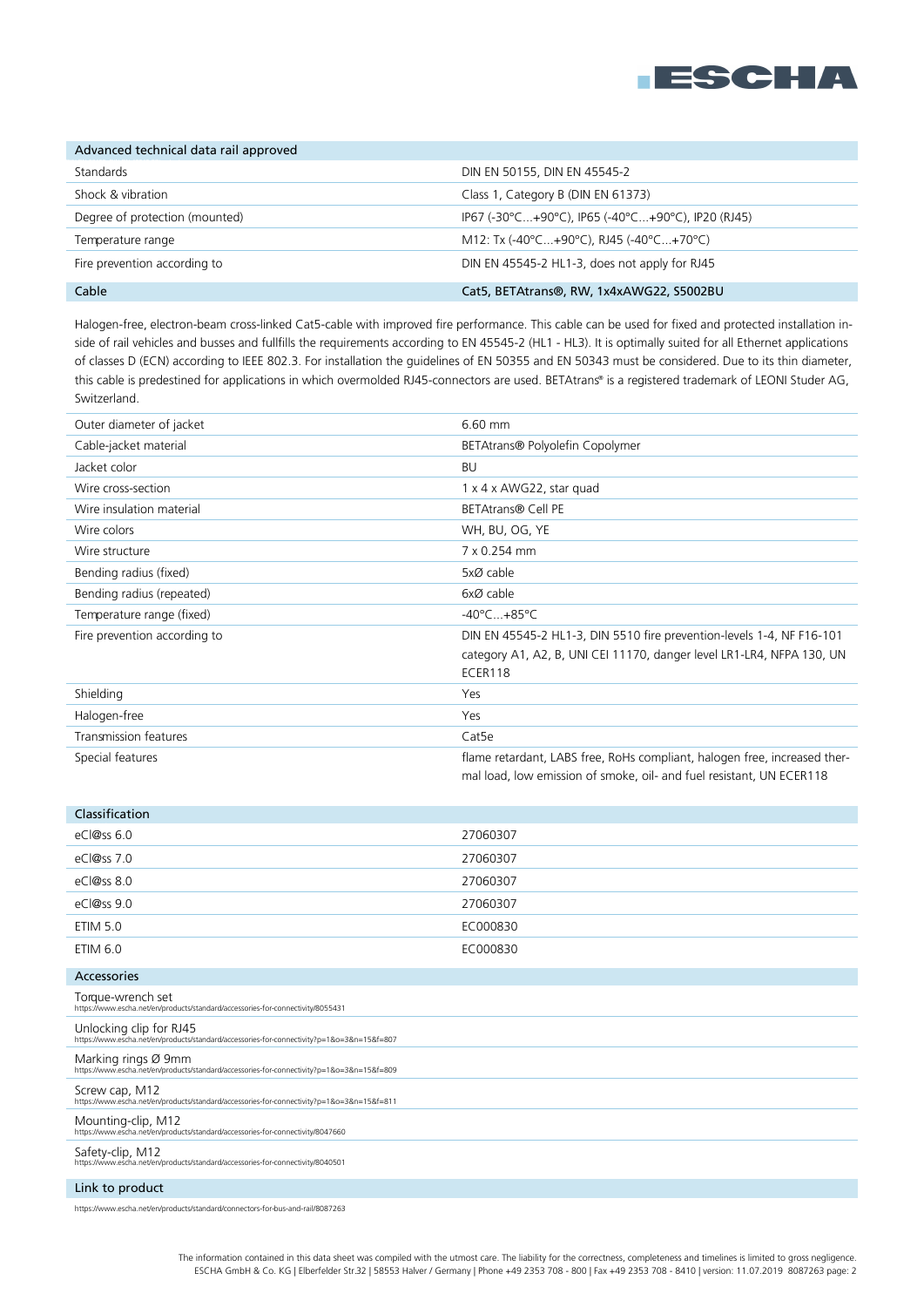| Advanced technical data rail approved | |
|---|---|
| Standards | DIN EN 50155, DIN EN 45545-2 |
| Shock & vibration | Class 1, Category B (DIN EN 61373) |
| Degree of protection (mounted) | IP67 (-30°C…+90°C), IP65 (-40°C…+90°C), IP20 (RJ45) |
| Temperature range | M12: Tx (-40°C…+90°C), RJ45 (-40°C…+70°C) |
| Fire prevention according to | DIN EN 45545-2 HL1-3, does not apply for RJ45 |

| Cable | Cat5, BETAtrans®, RW, 1x4xAWG22, S5002BU |
|---|---|

Halogen-free, electron-beam cross-linked Cat5-cable with improved fire performance. This cable can be used for fixed and protected installation inside of rail vehicles and busses and fullfills the requirements according to EN 45545-2 (HL1 - HL3). It is optimally suited for all Ethernet applications of classes D (ECN) according to IEEE 802.3. For installation the guidelines of EN 50355 and EN 50343 must be considered. Due to its thin diameter, this cable is predestined for applications in which overmolded RJ45-connectors are used. BETAtrans® is a registered trademark of LEONI Studer AG, Switzerland.

| | |
|---|---|
| Outer diameter of jacket | 6.60 mm |
| Cable-jacket material | BETAtrans® Polyolefin Copolymer |
| Jacket color | BU |
| Wire cross-section | 1 x 4 x AWG22, star quad |
| Wire insulation material | BETAtrans® Cell PE |
| Wire colors | WH, BU, OG, YE |
| Wire structure | 7 x 0.254 mm |
| Bending radius (fixed) | 5xØ cable |
| Bending radius (repeated) | 6xØ cable |
| Temperature range (fixed) | -40°C…+85°C |
| Fire prevention according to | DIN EN 45545-2 HL1-3, DIN 5510 fire prevention-levels 1-4, NF F16-101 category A1, A2, B, UNI CEI 11170, danger level LR1-LR4, NFPA 130, UN ECER118 |
| Shielding | Yes |
| Halogen-free | Yes |
| Transmission features | Cat5e |
| Special features | flame retardant, LABS free, RoHs compliant, halogen free, increased thermal load, low emission of smoke, oil- and fuel resistant, UN ECER118 |

| Classification | |
|---|---|
| eCl@ss 6.0 | 27060307 |
| eCl@ss 7.0 | 27060307 |
| eCl@ss 8.0 | 27060307 |
| eCl@ss 9.0 | 27060307 |
| ETIM 5.0 | EC000830 |
| ETIM 6.0 | EC000830 |

## Accessories

Torque-wrench set
https://www.escha.net/en/products/standard/accessories-for-connectivity/8055431

Unlocking clip for RJ45
https://www.escha.net/en/products/standard/accessories-for-connectivity?p=1&o=3&n=15&f=807

Marking rings Ø 9mm
https://www.escha.net/en/products/standard/accessories-for-connectivity?p=1&o=3&n=15&f=809

Screw cap, M12
https://www.escha.net/en/products/standard/accessories-for-connectivity?p=1&o=3&n=15&f=811

Mounting-clip, M12
https://www.escha.net/en/products/standard/accessories-for-connectivity/8047660

Safety-clip, M12
https://www.escha.net/en/products/standard/accessories-for-connectivity/8040501

## Link to product

https://www.escha.net/en/products/standard/connectors-for-bus-and-rail/8087263

The information contained in this data sheet was compiled with the utmost care. The liability for the correctness, completeness and timelines is limited to gross negligence.
ESCHA GmbH & Co. KG | Elberfelder Str.32 | 58553 Halver / Germany | Phone +49 2353 708 - 800 | Fax +49 2353 708 - 8410 | version: 11.07.2019 8087263